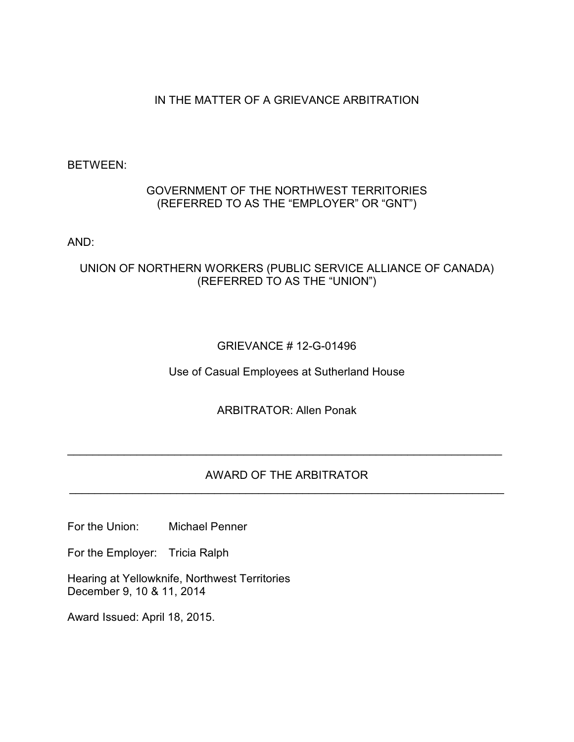IN THE MATTER OF A GRIEVANCE ARBITRATION

BETWEEN:

GOVERNMENT OF THE NORTHWEST TERRITORIES
(REFERRED TO AS THE "EMPLOYER" OR "GNT")

AND:

UNION OF NORTHERN WORKERS (PUBLIC SERVICE ALLIANCE OF CANADA)
(REFERRED TO AS THE "UNION")

GRIEVANCE # 12-G-01496

Use of Casual Employees at Sutherland House

ARBITRATOR: Allen Ponak

---

## AWARD OF THE ARBITRATOR

---

For the Union: Michael Penner

For the Employer: Tricia Ralph

Hearing at Yellowknife, Northwest Territories
December 9, 10 & 11, 2014

Award Issued: April 18, 2015.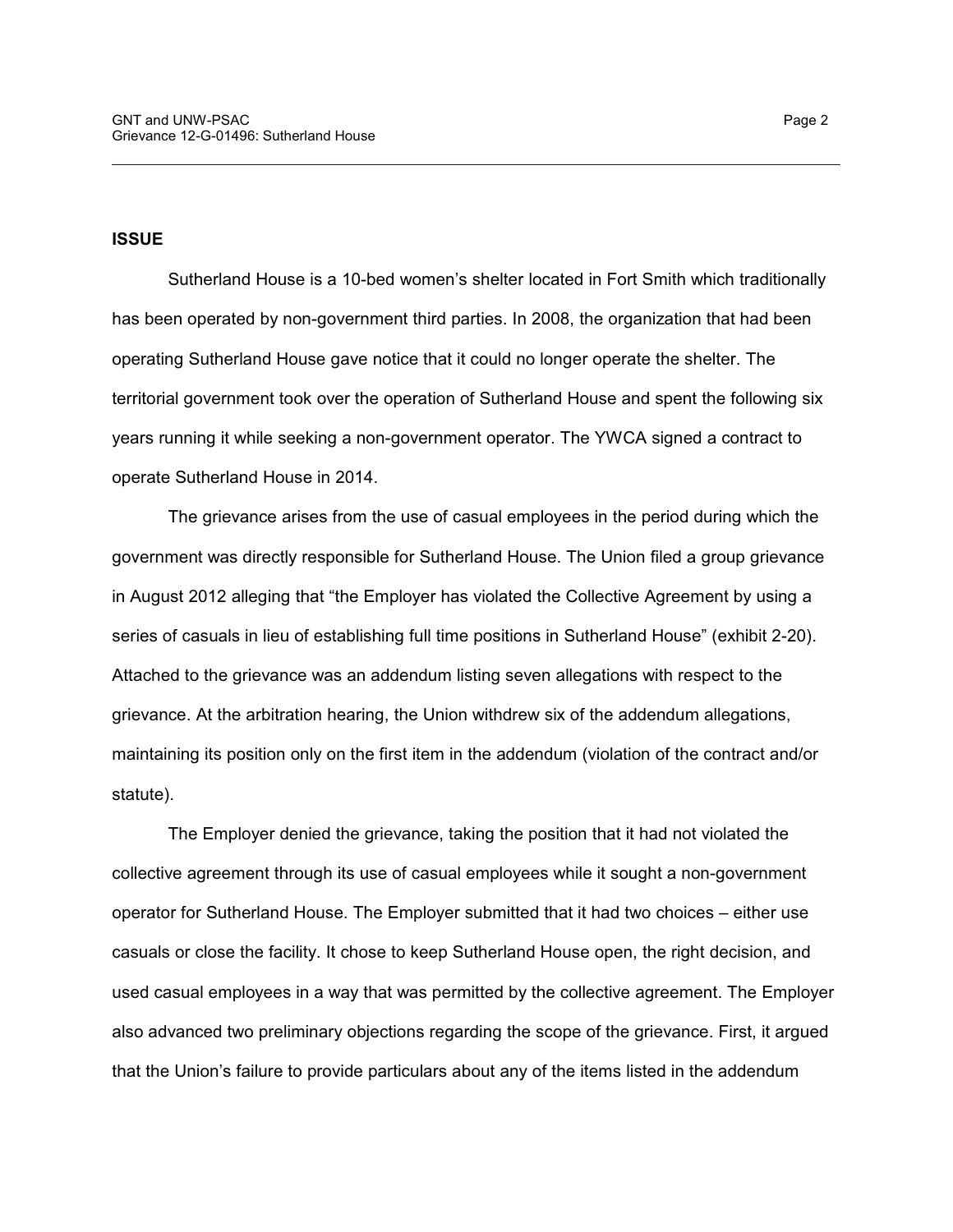## ISSUE

Sutherland House is a 10-bed women's shelter located in Fort Smith which traditionally has been operated by non-government third parties. In 2008, the organization that had been operating Sutherland House gave notice that it could no longer operate the shelter. The territorial government took over the operation of Sutherland House and spent the following six years running it while seeking a non-government operator. The YWCA signed a contract to operate Sutherland House in 2014.

The grievance arises from the use of casual employees in the period during which the government was directly responsible for Sutherland House. The Union filed a group grievance in August 2012 alleging that "the Employer has violated the Collective Agreement by using a series of casuals in lieu of establishing full time positions in Sutherland House" (exhibit 2-20). Attached to the grievance was an addendum listing seven allegations with respect to the grievance. At the arbitration hearing, the Union withdrew six of the addendum allegations, maintaining its position only on the first item in the addendum (violation of the contract and/or statute).

The Employer denied the grievance, taking the position that it had not violated the collective agreement through its use of casual employees while it sought a non-government operator for Sutherland House. The Employer submitted that it had two choices – either use casuals or close the facility. It chose to keep Sutherland House open, the right decision, and used casual employees in a way that was permitted by the collective agreement. The Employer also advanced two preliminary objections regarding the scope of the grievance. First, it argued that the Union's failure to provide particulars about any of the items listed in the addendum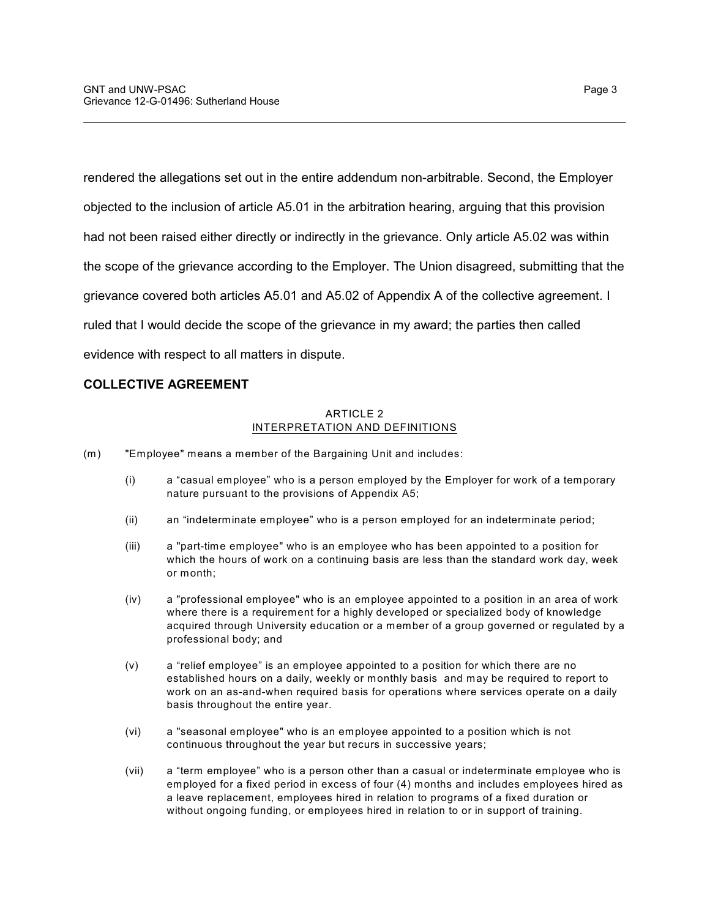rendered the allegations set out in the entire addendum non-arbitrable. Second, the Employer objected to the inclusion of article A5.01 in the arbitration hearing, arguing that this provision had not been raised either directly or indirectly in the grievance. Only article A5.02 was within the scope of the grievance according to the Employer. The Union disagreed, submitting that the grievance covered both articles A5.01 and A5.02 of Appendix A of the collective agreement. I ruled that I would decide the scope of the grievance in my award; the parties then called evidence with respect to all matters in dispute.

## COLLECTIVE AGREEMENT

ARTICLE 2
INTERPRETATION AND DEFINITIONS

(m) "Employee" means a member of the Bargaining Unit and includes:

- (i) a "casual employee" who is a person employed by the Employer for work of a temporary nature pursuant to the provisions of Appendix A5;
- (ii) an "indeterminate employee" who is a person employed for an indeterminate period;
- (iii) a "part-time employee" who is an employee who has been appointed to a position for which the hours of work on a continuing basis are less than the standard work day, week or month;
- (iv) a "professional employee" who is an employee appointed to a position in an area of work where there is a requirement for a highly developed or specialized body of knowledge acquired through University education or a member of a group governed or regulated by a professional body; and
- (v) a "relief employee" is an employee appointed to a position for which there are no established hours on a daily, weekly or monthly basis and may be required to report to work on an as-and-when required basis for operations where services operate on a daily basis throughout the entire year.
- (vi) a "seasonal employee" who is an employee appointed to a position which is not continuous throughout the year but recurs in successive years;
- (vii) a "term employee" who is a person other than a casual or indeterminate employee who is employed for a fixed period in excess of four (4) months and includes employees hired as a leave replacement, employees hired in relation to programs of a fixed duration or without ongoing funding, or employees hired in relation to or in support of training.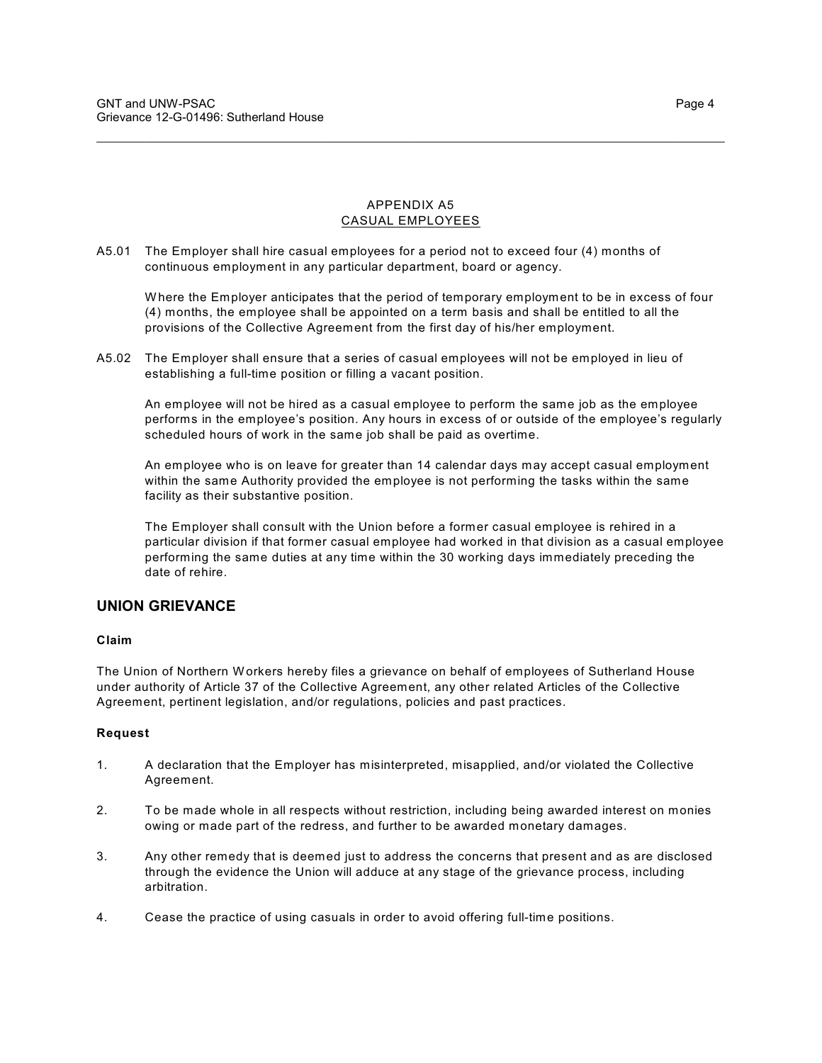### APPENDIX A5
### CASUAL EMPLOYEES

A5.01 The Employer shall hire casual employees for a period not to exceed four (4) months of continuous employment in any particular department, board or agency.

Where the Employer anticipates that the period of temporary employment to be in excess of four (4) months, the employee shall be appointed on a term basis and shall be entitled to all the provisions of the Collective Agreement from the first day of his/her employment.

A5.02 The Employer shall ensure that a series of casual employees will not be employed in lieu of establishing a full-time position or filling a vacant position.

An employee will not be hired as a casual employee to perform the same job as the employee performs in the employee's position. Any hours in excess of or outside of the employee's regularly scheduled hours of work in the same job shall be paid as overtime.

An employee who is on leave for greater than 14 calendar days may accept casual employment within the same Authority provided the employee is not performing the tasks within the same facility as their substantive position.

The Employer shall consult with the Union before a former casual employee is rehired in a particular division if that former casual employee had worked in that division as a casual employee performing the same duties at any time within the 30 working days immediately preceding the date of rehire.

## UNION GRIEVANCE

**Claim**

The Union of Northern Workers hereby files a grievance on behalf of employees of Sutherland House under authority of Article 37 of the Collective Agreement, any other related Articles of the Collective Agreement, pertinent legislation, and/or regulations, policies and past practices.

**Request**

1. A declaration that the Employer has misinterpreted, misapplied, and/or violated the Collective Agreement.

2. To be made whole in all respects without restriction, including being awarded interest on monies owing or made part of the redress, and further to be awarded monetary damages.

3. Any other remedy that is deemed just to address the concerns that present and as are disclosed through the evidence the Union will adduce at any stage of the grievance process, including arbitration.

4. Cease the practice of using casuals in order to avoid offering full-time positions.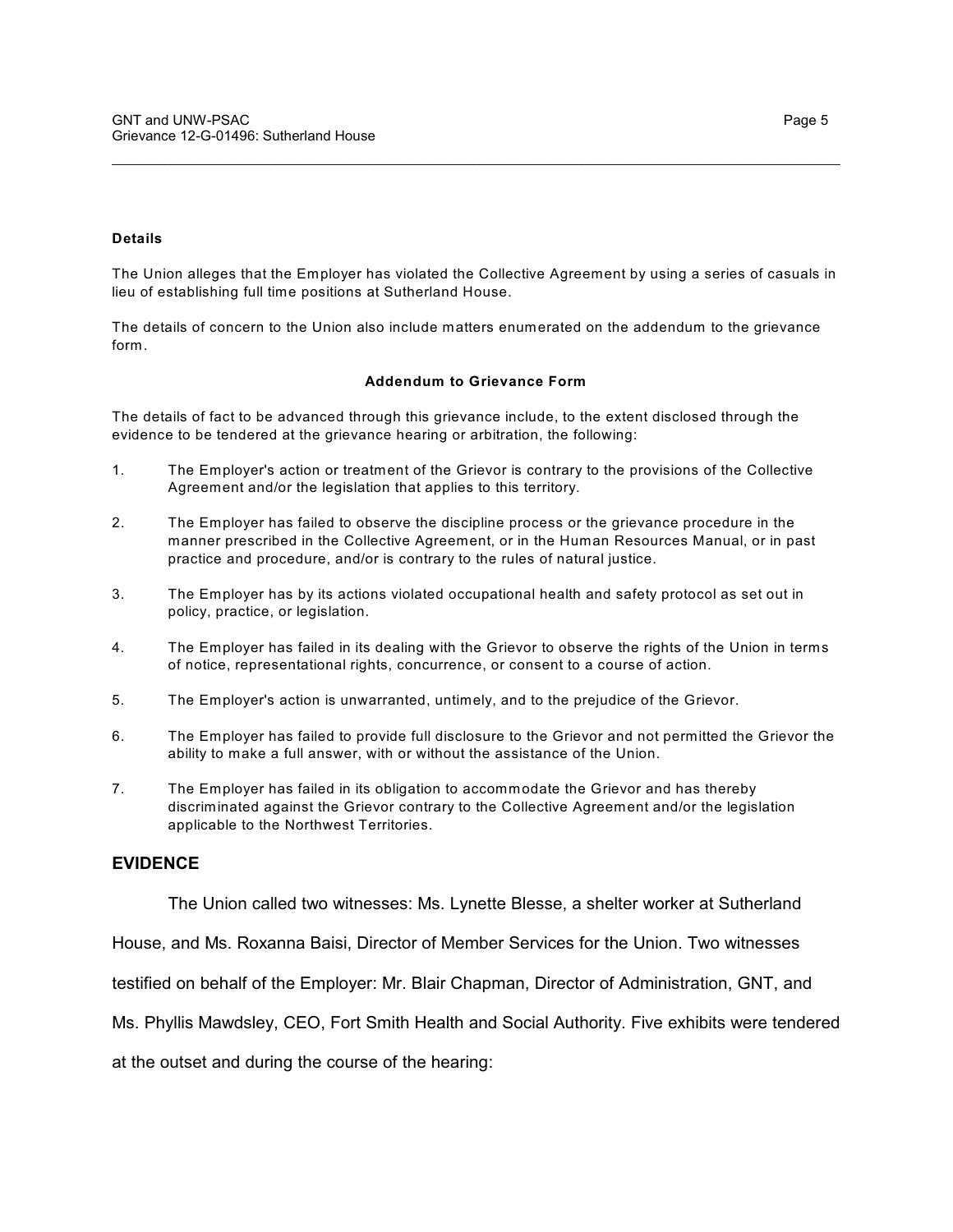**Details**

The Union alleges that the Employer has violated the Collective Agreement by using a series of casuals in lieu of establishing full time positions at Sutherland House.

The details of concern to the Union also include matters enumerated on the addendum to the grievance form.

**Addendum to Grievance Form**

The details of fact to be advanced through this grievance include, to the extent disclosed through the evidence to be tendered at the grievance hearing or arbitration, the following:

1. The Employer's action or treatment of the Grievor is contrary to the provisions of the Collective Agreement and/or the legislation that applies to this territory.

2. The Employer has failed to observe the discipline process or the grievance procedure in the manner prescribed in the Collective Agreement, or in the Human Resources Manual, or in past practice and procedure, and/or is contrary to the rules of natural justice.

3. The Employer has by its actions violated occupational health and safety protocol as set out in policy, practice, or legislation.

4. The Employer has failed in its dealing with the Grievor to observe the rights of the Union in terms of notice, representational rights, concurrence, or consent to a course of action.

5. The Employer's action is unwarranted, untimely, and to the prejudice of the Grievor.

6. The Employer has failed to provide full disclosure to the Grievor and not permitted the Grievor the ability to make a full answer, with or without the assistance of the Union.

7. The Employer has failed in its obligation to accommodate the Grievor and has thereby discriminated against the Grievor contrary to the Collective Agreement and/or the legislation applicable to the Northwest Territories.

## EVIDENCE

The Union called two witnesses: Ms. Lynette Blesse, a shelter worker at Sutherland House, and Ms. Roxanna Baisi, Director of Member Services for the Union. Two witnesses testified on behalf of the Employer: Mr. Blair Chapman, Director of Administration, GNT, and Ms. Phyllis Mawdsley, CEO, Fort Smith Health and Social Authority. Five exhibits were tendered at the outset and during the course of the hearing: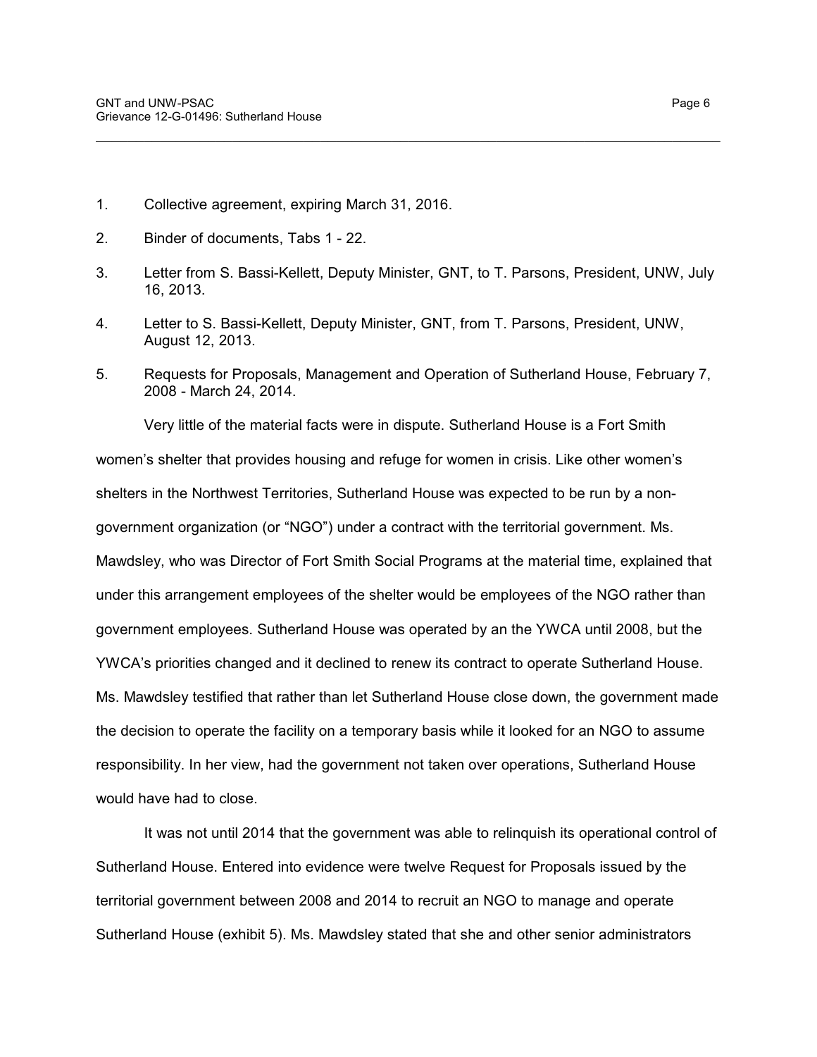1. Collective agreement, expiring March 31, 2016.
2. Binder of documents, Tabs 1 - 22.
3. Letter from S. Bassi-Kellett, Deputy Minister, GNT, to T. Parsons, President, UNW, July 16, 2013.
4. Letter to S. Bassi-Kellett, Deputy Minister, GNT, from T. Parsons, President, UNW, August 12, 2013.
5. Requests for Proposals, Management and Operation of Sutherland House, February 7, 2008 - March 24, 2014.

Very little of the material facts were in dispute. Sutherland House is a Fort Smith women's shelter that provides housing and refuge for women in crisis. Like other women's shelters in the Northwest Territories, Sutherland House was expected to be run by a non-government organization (or "NGO") under a contract with the territorial government. Ms. Mawdsley, who was Director of Fort Smith Social Programs at the material time, explained that under this arrangement employees of the shelter would be employees of the NGO rather than government employees. Sutherland House was operated by an the YWCA until 2008, but the YWCA's priorities changed and it declined to renew its contract to operate Sutherland House. Ms. Mawdsley testified that rather than let Sutherland House close down, the government made the decision to operate the facility on a temporary basis while it looked for an NGO to assume responsibility. In her view, had the government not taken over operations, Sutherland House would have had to close.

It was not until 2014 that the government was able to relinquish its operational control of Sutherland House. Entered into evidence were twelve Request for Proposals issued by the territorial government between 2008 and 2014 to recruit an NGO to manage and operate Sutherland House (exhibit 5). Ms. Mawdsley stated that she and other senior administrators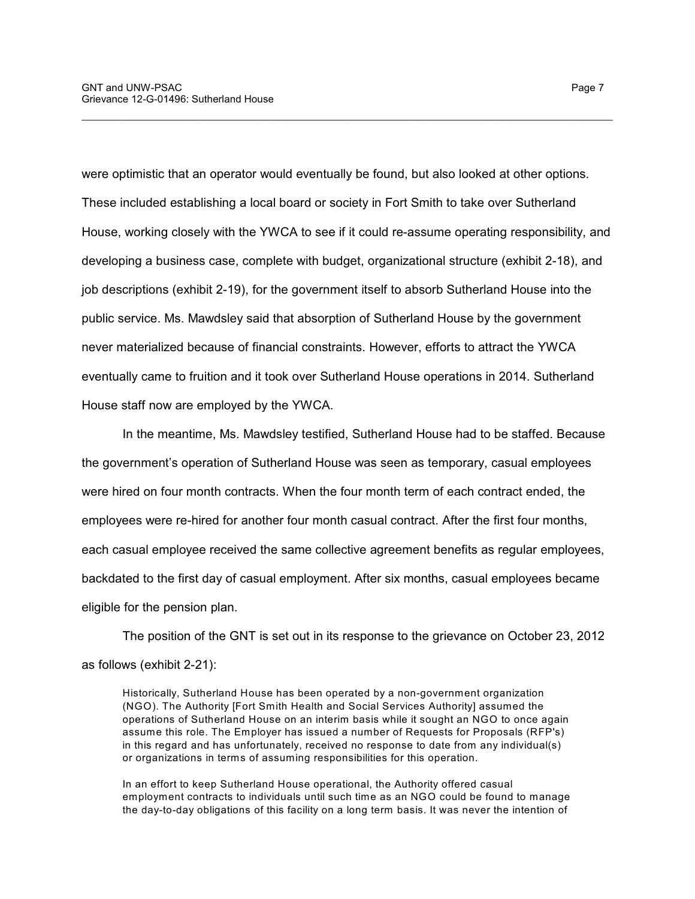were optimistic that an operator would eventually be found, but also looked at other options. These included establishing a local board or society in Fort Smith to take over Sutherland House, working closely with the YWCA to see if it could re-assume operating responsibility, and developing a business case, complete with budget, organizational structure (exhibit 2-18), and job descriptions (exhibit 2-19), for the government itself to absorb Sutherland House into the public service. Ms. Mawdsley said that absorption of Sutherland House by the government never materialized because of financial constraints. However, efforts to attract the YWCA eventually came to fruition and it took over Sutherland House operations in 2014. Sutherland House staff now are employed by the YWCA.

In the meantime, Ms. Mawdsley testified, Sutherland House had to be staffed. Because the government's operation of Sutherland House was seen as temporary, casual employees were hired on four month contracts. When the four month term of each contract ended, the employees were re-hired for another four month casual contract. After the first four months, each casual employee received the same collective agreement benefits as regular employees, backdated to the first day of casual employment. After six months, casual employees became eligible for the pension plan.

The position of the GNT is set out in its response to the grievance on October 23, 2012 as follows (exhibit 2-21):

> Historically, Sutherland House has been operated by a non-government organization (NGO). The Authority [Fort Smith Health and Social Services Authority] assumed the operations of Sutherland House on an interim basis while it sought an NGO to once again assume this role. The Employer has issued a number of Requests for Proposals (RFP's) in this regard and has unfortunately, received no response to date from any individual(s) or organizations in terms of assuming responsibilities for this operation.
>
> In an effort to keep Sutherland House operational, the Authority offered casual employment contracts to individuals until such time as an NGO could be found to manage the day-to-day obligations of this facility on a long term basis. It was never the intention of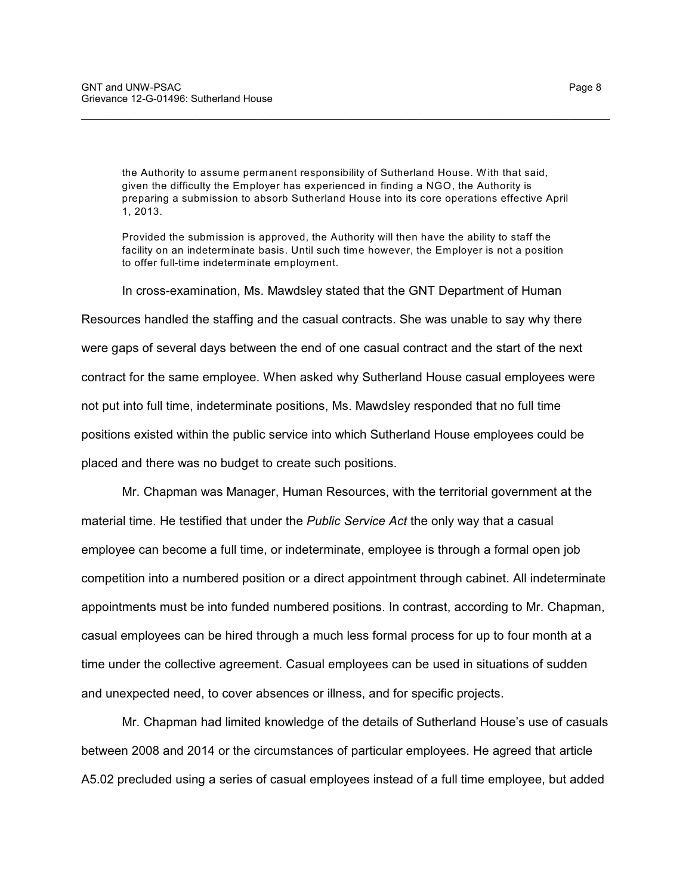> the Authority to assume permanent responsibility of Sutherland House. With that said, given the difficulty the Employer has experienced in finding a NGO, the Authority is preparing a submission to absorb Sutherland House into its core operations effective April 1, 2013.
>
> Provided the submission is approved, the Authority will then have the ability to staff the facility on an indeterminate basis. Until such time however, the Employer is not a position to offer full-time indeterminate employment.

In cross-examination, Ms. Mawdsley stated that the GNT Department of Human Resources handled the staffing and the casual contracts. She was unable to say why there were gaps of several days between the end of one casual contract and the start of the next contract for the same employee. When asked why Sutherland House casual employees were not put into full time, indeterminate positions, Ms. Mawdsley responded that no full time positions existed within the public service into which Sutherland House employees could be placed and there was no budget to create such positions.

Mr. Chapman was Manager, Human Resources, with the territorial government at the material time. He testified that under the *Public Service Act* the only way that a casual employee can become a full time, or indeterminate, employee is through a formal open job competition into a numbered position or a direct appointment through cabinet. All indeterminate appointments must be into funded numbered positions. In contrast, according to Mr. Chapman, casual employees can be hired through a much less formal process for up to four month at a time under the collective agreement. Casual employees can be used in situations of sudden and unexpected need, to cover absences or illness, and for specific projects.

Mr. Chapman had limited knowledge of the details of Sutherland House's use of casuals between 2008 and 2014 or the circumstances of particular employees. He agreed that article A5.02 precluded using a series of casual employees instead of a full time employee, but added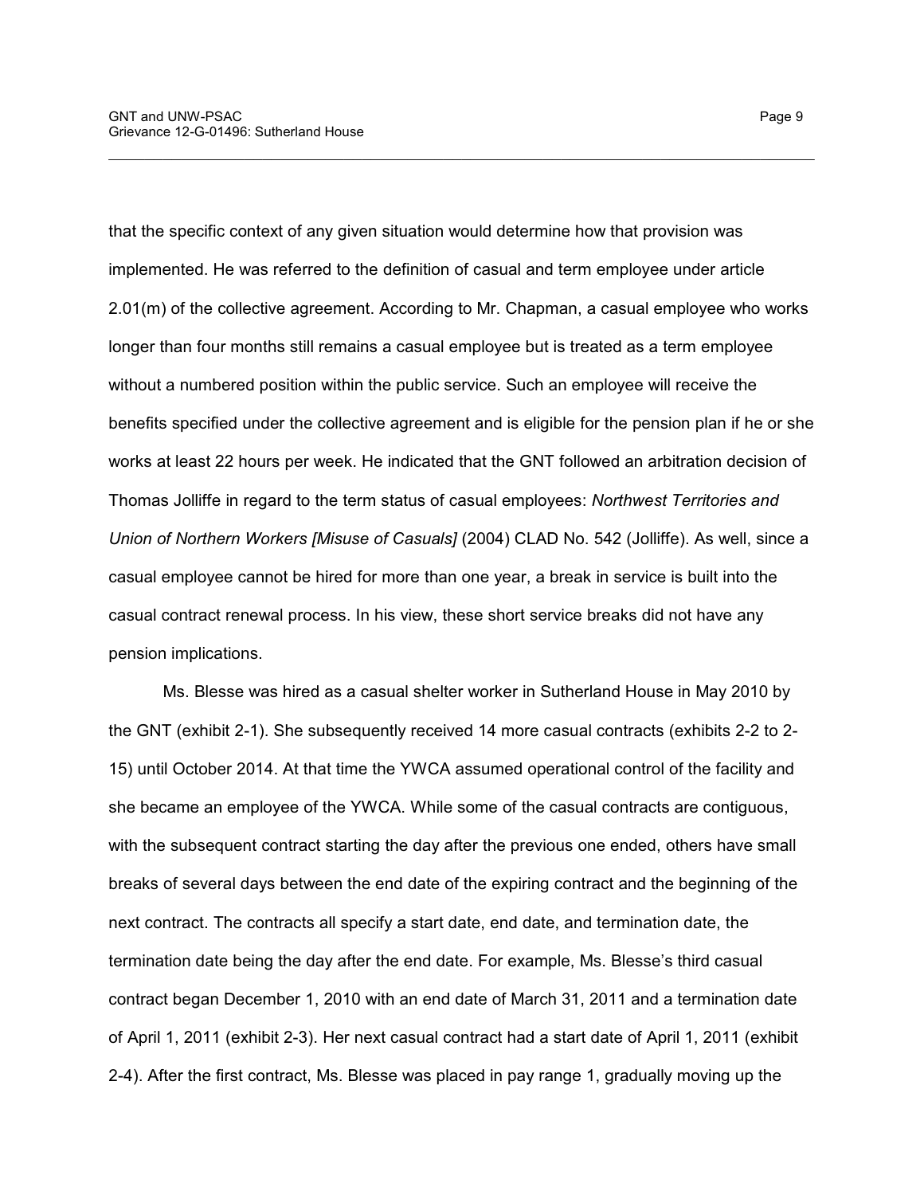that the specific context of any given situation would determine how that provision was implemented. He was referred to the definition of casual and term employee under article 2.01(m) of the collective agreement. According to Mr. Chapman, a casual employee who works longer than four months still remains a casual employee but is treated as a term employee without a numbered position within the public service. Such an employee will receive the benefits specified under the collective agreement and is eligible for the pension plan if he or she works at least 22 hours per week. He indicated that the GNT followed an arbitration decision of Thomas Jolliffe in regard to the term status of casual employees: *Northwest Territories and Union of Northern Workers [Misuse of Casuals]* (2004) CLAD No. 542 (Jolliffe). As well, since a casual employee cannot be hired for more than one year, a break in service is built into the casual contract renewal process. In his view, these short service breaks did not have any pension implications.

Ms. Blesse was hired as a casual shelter worker in Sutherland House in May 2010 by the GNT (exhibit 2-1). She subsequently received 14 more casual contracts (exhibits 2-2 to 2-15) until October 2014. At that time the YWCA assumed operational control of the facility and she became an employee of the YWCA. While some of the casual contracts are contiguous, with the subsequent contract starting the day after the previous one ended, others have small breaks of several days between the end date of the expiring contract and the beginning of the next contract. The contracts all specify a start date, end date, and termination date, the termination date being the day after the end date. For example, Ms. Blesse's third casual contract began December 1, 2010 with an end date of March 31, 2011 and a termination date of April 1, 2011 (exhibit 2-3). Her next casual contract had a start date of April 1, 2011 (exhibit 2-4). After the first contract, Ms. Blesse was placed in pay range 1, gradually moving up the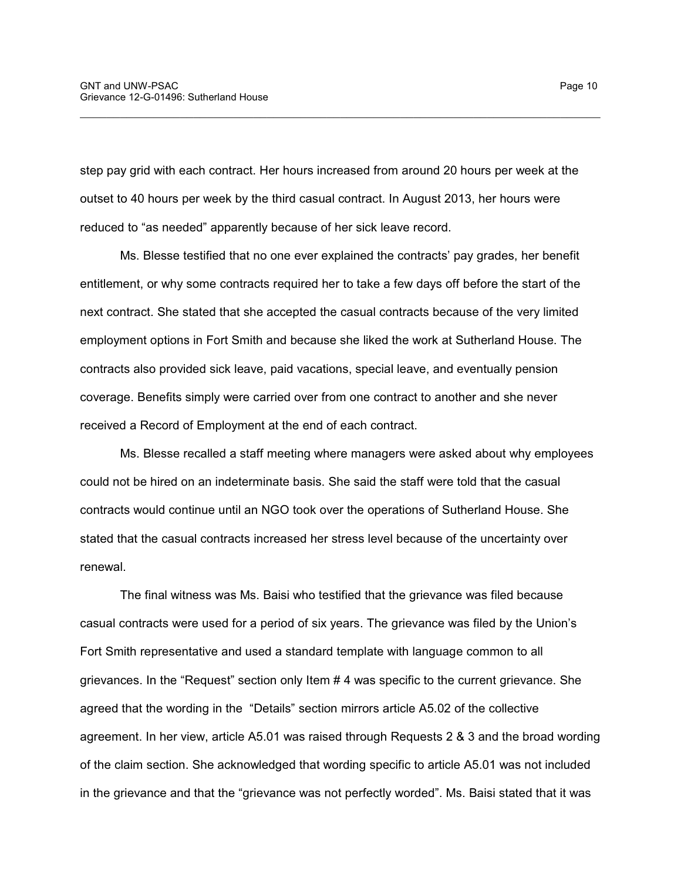step pay grid with each contract. Her hours increased from around 20 hours per week at the outset to 40 hours per week by the third casual contract. In August 2013, her hours were reduced to "as needed" apparently because of her sick leave record.

Ms. Blesse testified that no one ever explained the contracts' pay grades, her benefit entitlement, or why some contracts required her to take a few days off before the start of the next contract. She stated that she accepted the casual contracts because of the very limited employment options in Fort Smith and because she liked the work at Sutherland House. The contracts also provided sick leave, paid vacations, special leave, and eventually pension coverage. Benefits simply were carried over from one contract to another and she never received a Record of Employment at the end of each contract.

Ms. Blesse recalled a staff meeting where managers were asked about why employees could not be hired on an indeterminate basis. She said the staff were told that the casual contracts would continue until an NGO took over the operations of Sutherland House. She stated that the casual contracts increased her stress level because of the uncertainty over renewal.

The final witness was Ms. Baisi who testified that the grievance was filed because casual contracts were used for a period of six years. The grievance was filed by the Union's Fort Smith representative and used a standard template with language common to all grievances. In the "Request" section only Item # 4 was specific to the current grievance. She agreed that the wording in the "Details" section mirrors article A5.02 of the collective agreement. In her view, article A5.01 was raised through Requests 2 & 3 and the broad wording of the claim section. She acknowledged that wording specific to article A5.01 was not included in the grievance and that the "grievance was not perfectly worded". Ms. Baisi stated that it was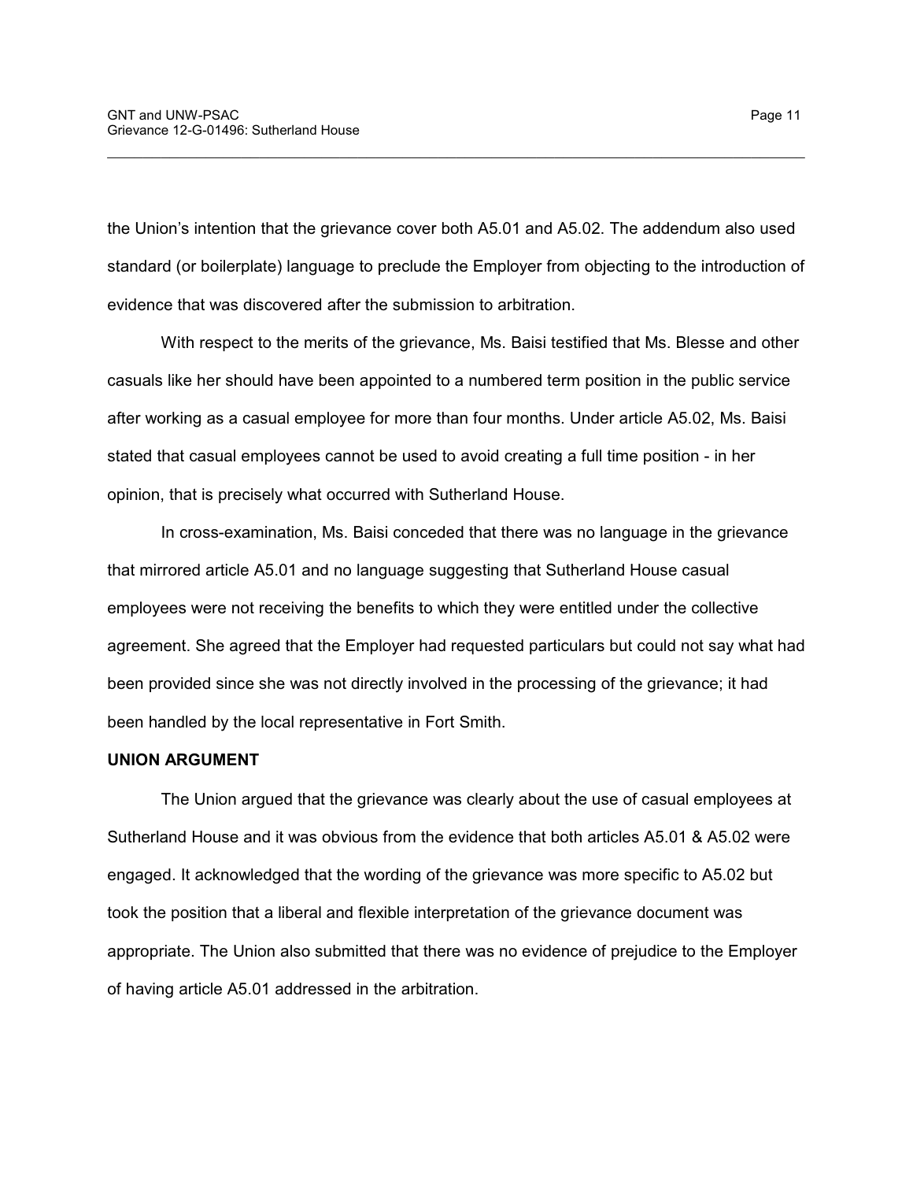the Union's intention that the grievance cover both A5.01 and A5.02. The addendum also used standard (or boilerplate) language to preclude the Employer from objecting to the introduction of evidence that was discovered after the submission to arbitration.

With respect to the merits of the grievance, Ms. Baisi testified that Ms. Blesse and other casuals like her should have been appointed to a numbered term position in the public service after working as a casual employee for more than four months. Under article A5.02, Ms. Baisi stated that casual employees cannot be used to avoid creating a full time position - in her opinion, that is precisely what occurred with Sutherland House.

In cross-examination, Ms. Baisi conceded that there was no language in the grievance that mirrored article A5.01 and no language suggesting that Sutherland House casual employees were not receiving the benefits to which they were entitled under the collective agreement. She agreed that the Employer had requested particulars but could not say what had been provided since she was not directly involved in the processing of the grievance; it had been handled by the local representative in Fort Smith.

**UNION ARGUMENT**

The Union argued that the grievance was clearly about the use of casual employees at Sutherland House and it was obvious from the evidence that both articles A5.01 & A5.02 were engaged. It acknowledged that the wording of the grievance was more specific to A5.02 but took the position that a liberal and flexible interpretation of the grievance document was appropriate. The Union also submitted that there was no evidence of prejudice to the Employer of having article A5.01 addressed in the arbitration.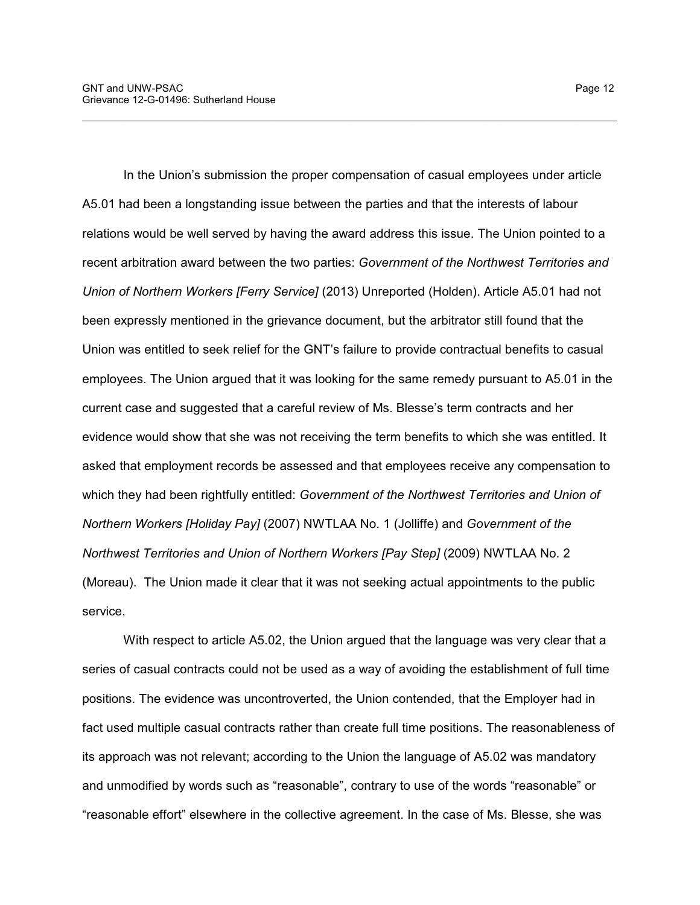In the Union's submission the proper compensation of casual employees under article A5.01 had been a longstanding issue between the parties and that the interests of labour relations would be well served by having the award address this issue. The Union pointed to a recent arbitration award between the two parties: *Government of the Northwest Territories and Union of Northern Workers [Ferry Service]* (2013) Unreported (Holden). Article A5.01 had not been expressly mentioned in the grievance document, but the arbitrator still found that the Union was entitled to seek relief for the GNT's failure to provide contractual benefits to casual employees. The Union argued that it was looking for the same remedy pursuant to A5.01 in the current case and suggested that a careful review of Ms. Blesse's term contracts and her evidence would show that she was not receiving the term benefits to which she was entitled. It asked that employment records be assessed and that employees receive any compensation to which they had been rightfully entitled: *Government of the Northwest Territories and Union of Northern Workers [Holiday Pay]* (2007) NWTLAA No. 1 (Jolliffe) and *Government of the Northwest Territories and Union of Northern Workers [Pay Step]* (2009) NWTLAA No. 2 (Moreau). The Union made it clear that it was not seeking actual appointments to the public service.

With respect to article A5.02, the Union argued that the language was very clear that a series of casual contracts could not be used as a way of avoiding the establishment of full time positions. The evidence was uncontroverted, the Union contended, that the Employer had in fact used multiple casual contracts rather than create full time positions. The reasonableness of its approach was not relevant; according to the Union the language of A5.02 was mandatory and unmodified by words such as "reasonable", contrary to use of the words "reasonable" or "reasonable effort" elsewhere in the collective agreement. In the case of Ms. Blesse, she was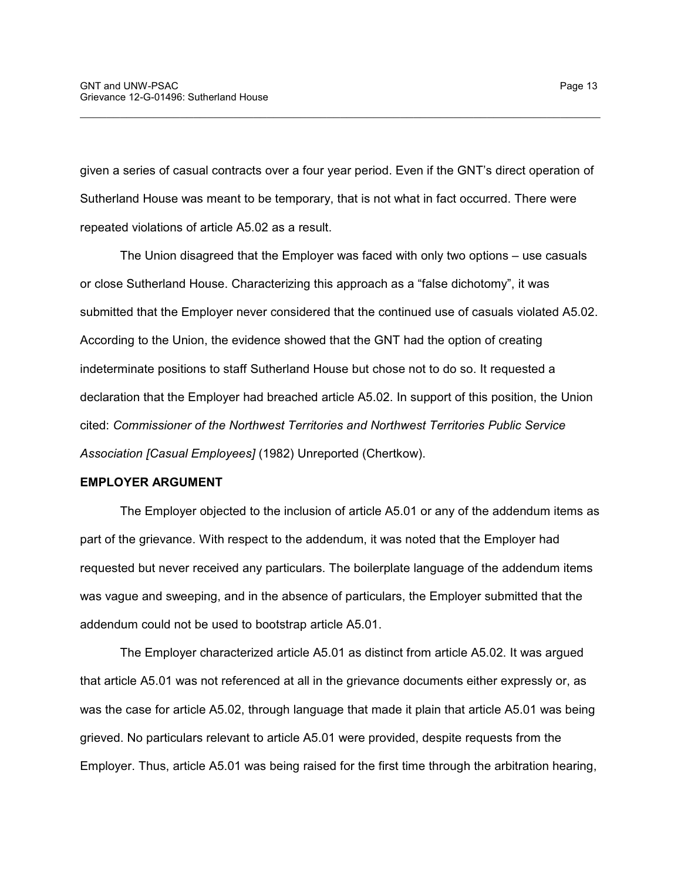given a series of casual contracts over a four year period. Even if the GNT's direct operation of Sutherland House was meant to be temporary, that is not what in fact occurred. There were repeated violations of article A5.02 as a result.

The Union disagreed that the Employer was faced with only two options – use casuals or close Sutherland House. Characterizing this approach as a "false dichotomy", it was submitted that the Employer never considered that the continued use of casuals violated A5.02. According to the Union, the evidence showed that the GNT had the option of creating indeterminate positions to staff Sutherland House but chose not to do so. It requested a declaration that the Employer had breached article A5.02. In support of this position, the Union cited: *Commissioner of the Northwest Territories and Northwest Territories Public Service Association [Casual Employees]* (1982) Unreported (Chertkow).

**EMPLOYER ARGUMENT**

The Employer objected to the inclusion of article A5.01 or any of the addendum items as part of the grievance. With respect to the addendum, it was noted that the Employer had requested but never received any particulars. The boilerplate language of the addendum items was vague and sweeping, and in the absence of particulars, the Employer submitted that the addendum could not be used to bootstrap article A5.01.

The Employer characterized article A5.01 as distinct from article A5.02. It was argued that article A5.01 was not referenced at all in the grievance documents either expressly or, as was the case for article A5.02, through language that made it plain that article A5.01 was being grieved. No particulars relevant to article A5.01 were provided, despite requests from the Employer. Thus, article A5.01 was being raised for the first time through the arbitration hearing,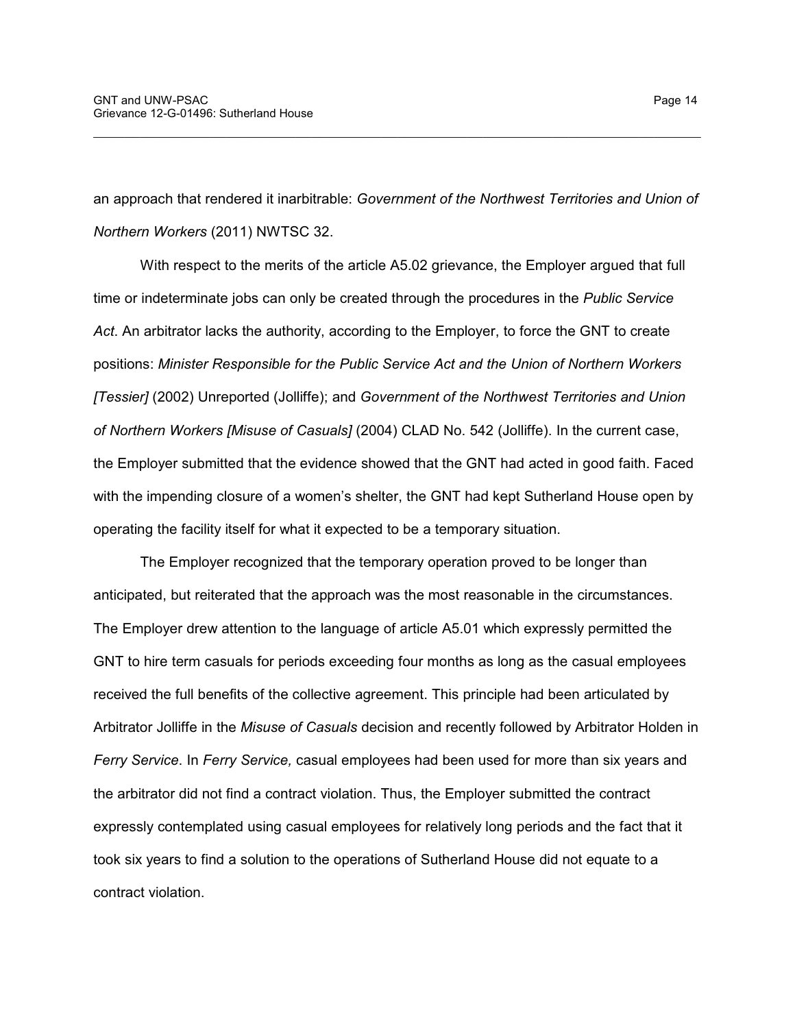an approach that rendered it inarbitrable: *Government of the Northwest Territories and Union of Northern Workers* (2011) NWTSC 32.

With respect to the merits of the article A5.02 grievance, the Employer argued that full time or indeterminate jobs can only be created through the procedures in the *Public Service Act*. An arbitrator lacks the authority, according to the Employer, to force the GNT to create positions: *Minister Responsible for the Public Service Act and the Union of Northern Workers [Tessier]* (2002) Unreported (Jolliffe); and *Government of the Northwest Territories and Union of Northern Workers [Misuse of Casuals]* (2004) CLAD No. 542 (Jolliffe). In the current case, the Employer submitted that the evidence showed that the GNT had acted in good faith. Faced with the impending closure of a women's shelter, the GNT had kept Sutherland House open by operating the facility itself for what it expected to be a temporary situation.

The Employer recognized that the temporary operation proved to be longer than anticipated, but reiterated that the approach was the most reasonable in the circumstances. The Employer drew attention to the language of article A5.01 which expressly permitted the GNT to hire term casuals for periods exceeding four months as long as the casual employees received the full benefits of the collective agreement. This principle had been articulated by Arbitrator Jolliffe in the *Misuse of Casuals* decision and recently followed by Arbitrator Holden in *Ferry Service*. In *Ferry Service,* casual employees had been used for more than six years and the arbitrator did not find a contract violation. Thus, the Employer submitted the contract expressly contemplated using casual employees for relatively long periods and the fact that it took six years to find a solution to the operations of Sutherland House did not equate to a contract violation.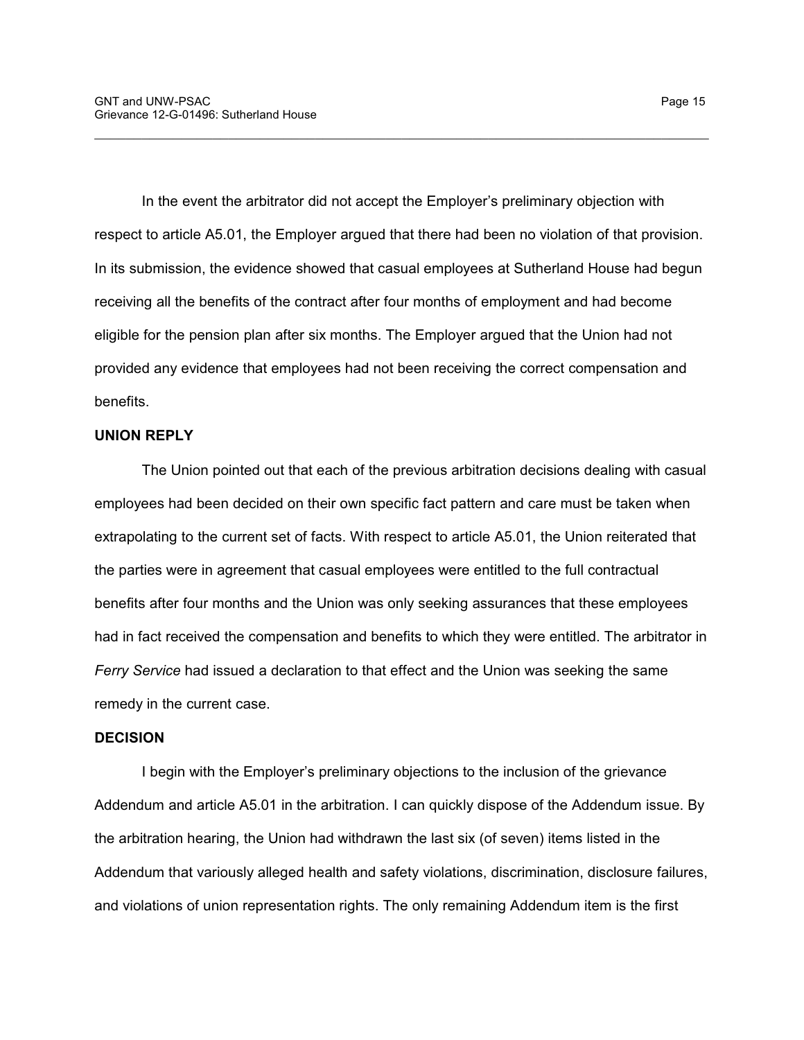In the event the arbitrator did not accept the Employer's preliminary objection with respect to article A5.01, the Employer argued that there had been no violation of that provision. In its submission, the evidence showed that casual employees at Sutherland House had begun receiving all the benefits of the contract after four months of employment and had become eligible for the pension plan after six months. The Employer argued that the Union had not provided any evidence that employees had not been receiving the correct compensation and benefits.

**UNION REPLY**

The Union pointed out that each of the previous arbitration decisions dealing with casual employees had been decided on their own specific fact pattern and care must be taken when extrapolating to the current set of facts. With respect to article A5.01, the Union reiterated that the parties were in agreement that casual employees were entitled to the full contractual benefits after four months and the Union was only seeking assurances that these employees had in fact received the compensation and benefits to which they were entitled. The arbitrator in *Ferry Service* had issued a declaration to that effect and the Union was seeking the same remedy in the current case.

**DECISION**

I begin with the Employer's preliminary objections to the inclusion of the grievance Addendum and article A5.01 in the arbitration. I can quickly dispose of the Addendum issue. By the arbitration hearing, the Union had withdrawn the last six (of seven) items listed in the Addendum that variously alleged health and safety violations, discrimination, disclosure failures, and violations of union representation rights. The only remaining Addendum item is the first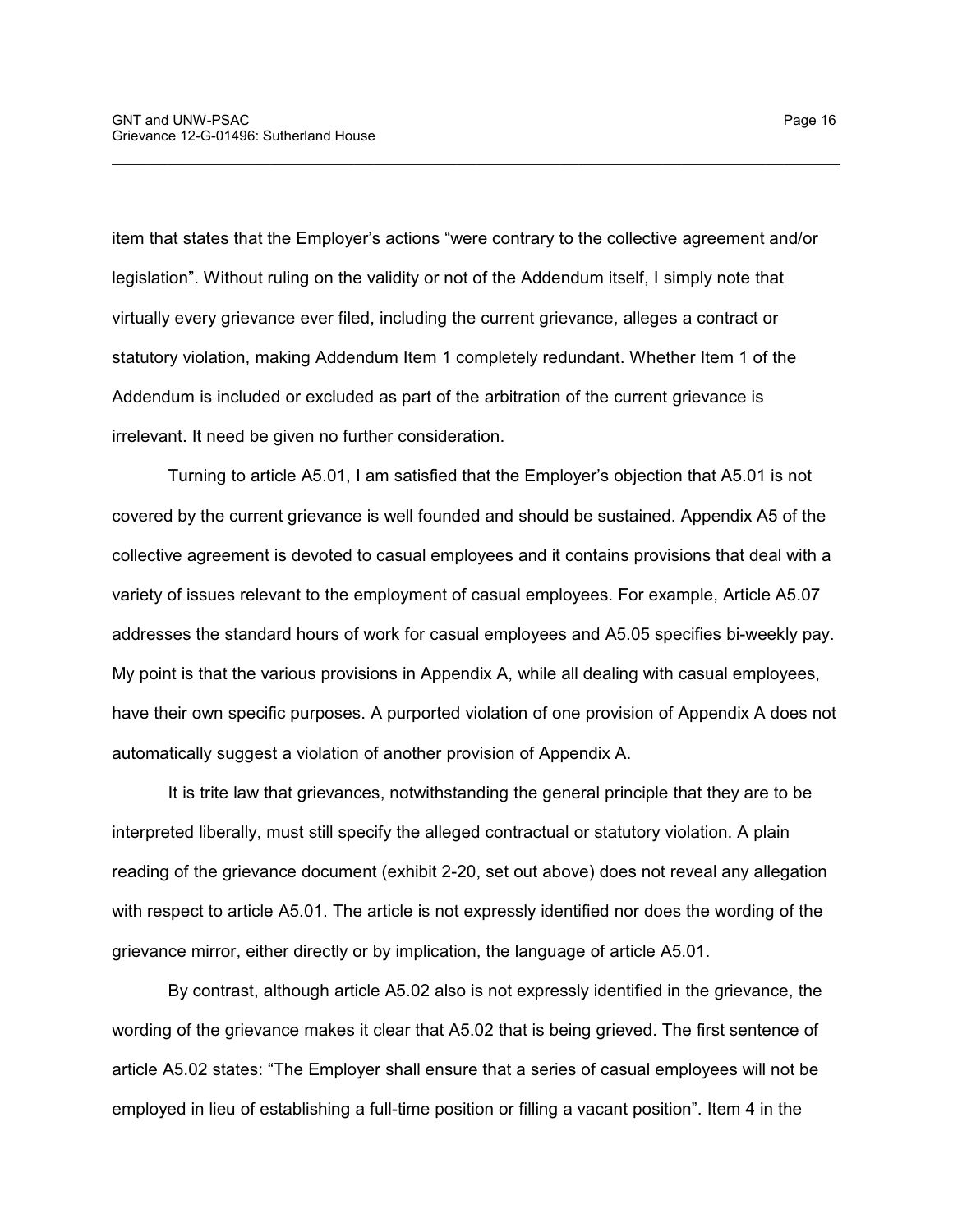item that states that the Employer's actions "were contrary to the collective agreement and/or legislation". Without ruling on the validity or not of the Addendum itself, I simply note that virtually every grievance ever filed, including the current grievance, alleges a contract or statutory violation, making Addendum Item 1 completely redundant. Whether Item 1 of the Addendum is included or excluded as part of the arbitration of the current grievance is irrelevant. It need be given no further consideration.

Turning to article A5.01, I am satisfied that the Employer's objection that A5.01 is not covered by the current grievance is well founded and should be sustained. Appendix A5 of the collective agreement is devoted to casual employees and it contains provisions that deal with a variety of issues relevant to the employment of casual employees. For example, Article A5.07 addresses the standard hours of work for casual employees and A5.05 specifies bi-weekly pay. My point is that the various provisions in Appendix A, while all dealing with casual employees, have their own specific purposes. A purported violation of one provision of Appendix A does not automatically suggest a violation of another provision of Appendix A.

It is trite law that grievances, notwithstanding the general principle that they are to be interpreted liberally, must still specify the alleged contractual or statutory violation. A plain reading of the grievance document (exhibit 2-20, set out above) does not reveal any allegation with respect to article A5.01. The article is not expressly identified nor does the wording of the grievance mirror, either directly or by implication, the language of article A5.01.

By contrast, although article A5.02 also is not expressly identified in the grievance, the wording of the grievance makes it clear that A5.02 that is being grieved. The first sentence of article A5.02 states: "The Employer shall ensure that a series of casual employees will not be employed in lieu of establishing a full-time position or filling a vacant position". Item 4 in the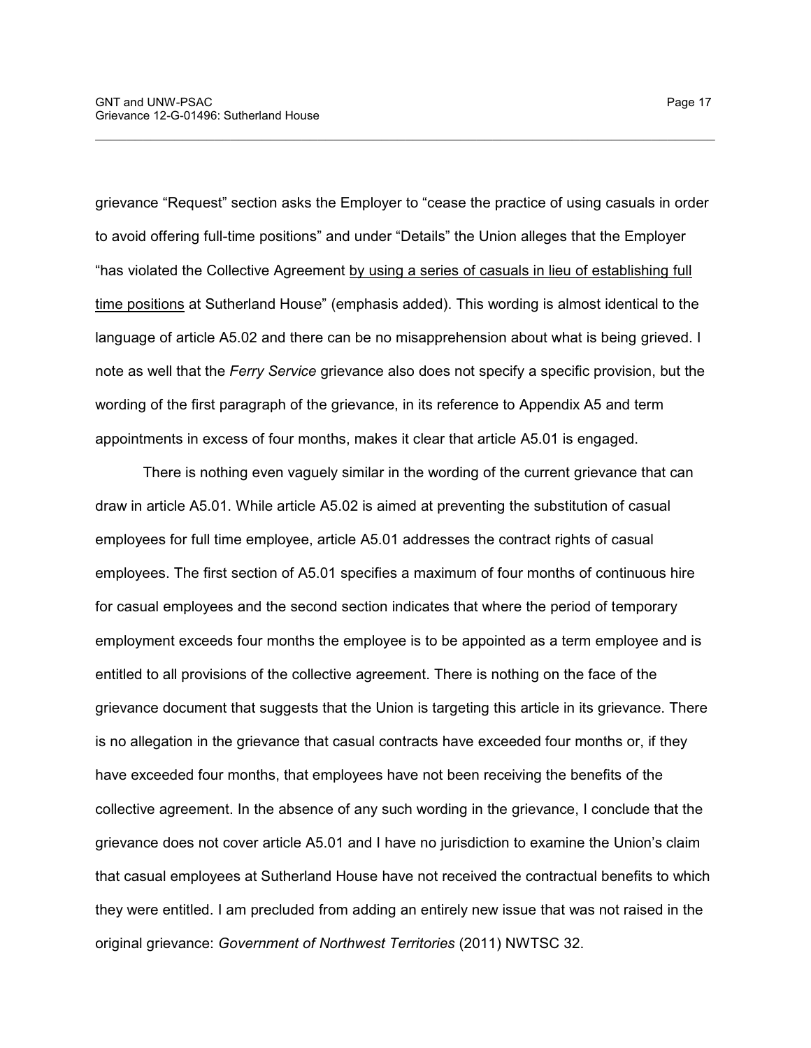grievance "Request" section asks the Employer to "cease the practice of using casuals in order to avoid offering full-time positions" and under "Details" the Union alleges that the Employer "has violated the Collective Agreement <u>by using a series of casuals in lieu of establishing full time positions</u> at Sutherland House" (emphasis added). This wording is almost identical to the language of article A5.02 and there can be no misapprehension about what is being grieved. I note as well that the *Ferry Service* grievance also does not specify a specific provision, but the wording of the first paragraph of the grievance, in its reference to Appendix A5 and term appointments in excess of four months, makes it clear that article A5.01 is engaged.

There is nothing even vaguely similar in the wording of the current grievance that can draw in article A5.01. While article A5.02 is aimed at preventing the substitution of casual employees for full time employee, article A5.01 addresses the contract rights of casual employees. The first section of A5.01 specifies a maximum of four months of continuous hire for casual employees and the second section indicates that where the period of temporary employment exceeds four months the employee is to be appointed as a term employee and is entitled to all provisions of the collective agreement. There is nothing on the face of the grievance document that suggests that the Union is targeting this article in its grievance. There is no allegation in the grievance that casual contracts have exceeded four months or, if they have exceeded four months, that employees have not been receiving the benefits of the collective agreement. In the absence of any such wording in the grievance, I conclude that the grievance does not cover article A5.01 and I have no jurisdiction to examine the Union's claim that casual employees at Sutherland House have not received the contractual benefits to which they were entitled. I am precluded from adding an entirely new issue that was not raised in the original grievance: *Government of Northwest Territories* (2011) NWTSC 32.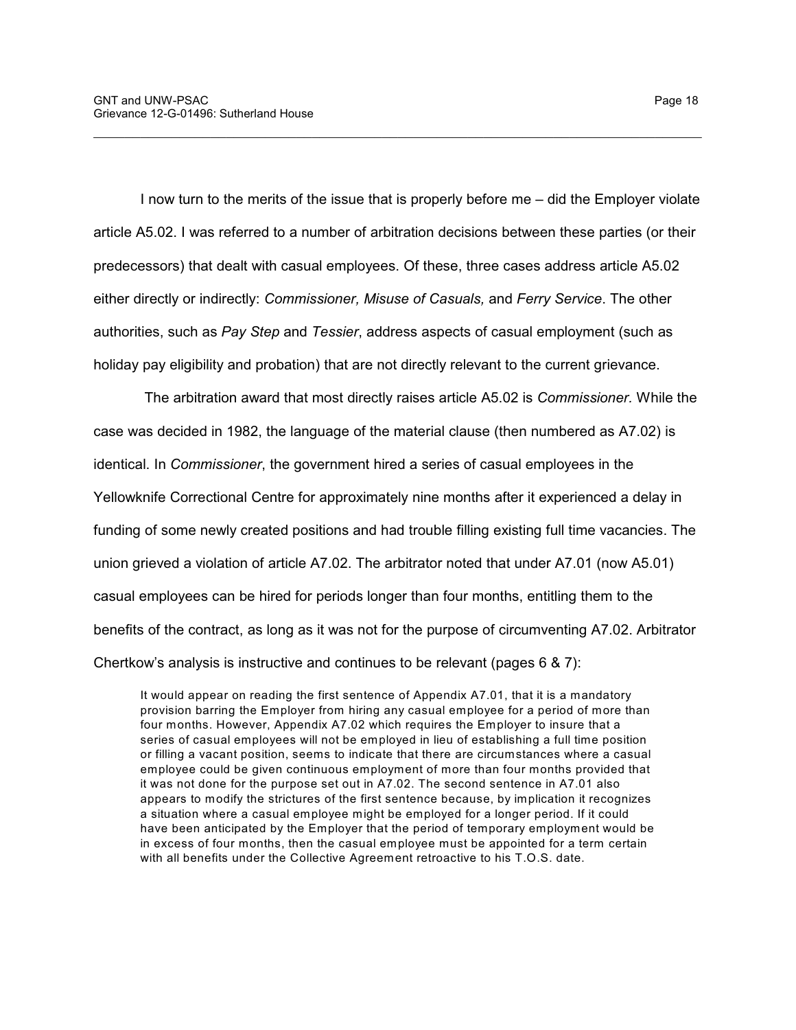I now turn to the merits of the issue that is properly before me – did the Employer violate article A5.02. I was referred to a number of arbitration decisions between these parties (or their predecessors) that dealt with casual employees. Of these, three cases address article A5.02 either directly or indirectly: *Commissioner, Misuse of Casuals,* and *Ferry Service*. The other authorities, such as *Pay Step* and *Tessier*, address aspects of casual employment (such as holiday pay eligibility and probation) that are not directly relevant to the current grievance.

The arbitration award that most directly raises article A5.02 is *Commissioner.* While the case was decided in 1982, the language of the material clause (then numbered as A7.02) is identical. In *Commissioner*, the government hired a series of casual employees in the Yellowknife Correctional Centre for approximately nine months after it experienced a delay in funding of some newly created positions and had trouble filling existing full time vacancies. The union grieved a violation of article A7.02. The arbitrator noted that under A7.01 (now A5.01) casual employees can be hired for periods longer than four months, entitling them to the benefits of the contract, as long as it was not for the purpose of circumventing A7.02. Arbitrator Chertkow's analysis is instructive and continues to be relevant (pages 6 & 7):

> It would appear on reading the first sentence of Appendix A7.01, that it is a mandatory provision barring the Employer from hiring any casual employee for a period of more than four months. However, Appendix A7.02 which requires the Employer to insure that a series of casual employees will not be employed in lieu of establishing a full time position or filling a vacant position, seems to indicate that there are circumstances where a casual employee could be given continuous employment of more than four months provided that it was not done for the purpose set out in A7.02. The second sentence in A7.01 also appears to modify the strictures of the first sentence because, by implication it recognizes a situation where a casual employee might be employed for a longer period. If it could have been anticipated by the Employer that the period of temporary employment would be in excess of four months, then the casual employee must be appointed for a term certain with all benefits under the Collective Agreement retroactive to his T.O.S. date.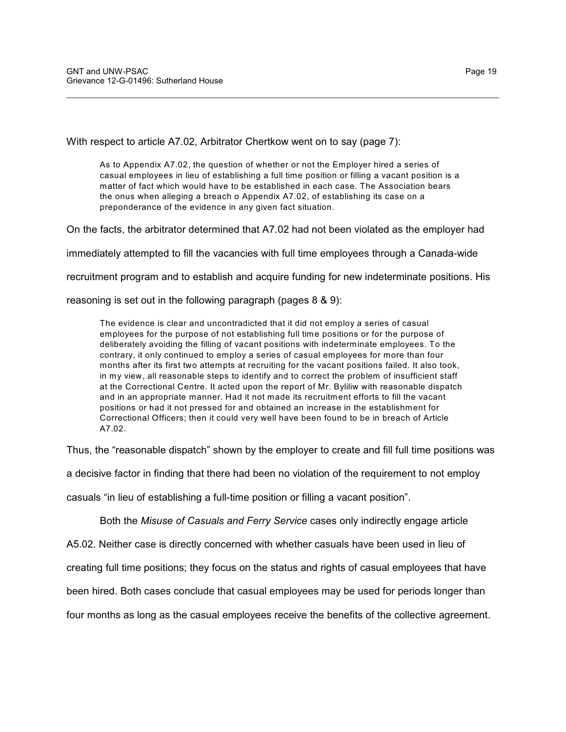With respect to article A7.02, Arbitrator Chertkow went on to say (page 7):

> As to Appendix A7.02, the question of whether or not the Employer hired a series of casual employees in lieu of establishing a full time position or filling a vacant position is a matter of fact which would have to be established in each case. The Association bears the onus when alleging a breach o Appendix A7.02, of establishing its case on a preponderance of the evidence in any given fact situation.

On the facts, the arbitrator determined that A7.02 had not been violated as the employer had immediately attempted to fill the vacancies with full time employees through a Canada-wide recruitment program and to establish and acquire funding for new indeterminate positions. His reasoning is set out in the following paragraph (pages 8 & 9):

> The evidence is clear and uncontradicted that it did not employ a series of casual employees for the purpose of not establishing full time positions or for the purpose of deliberately avoiding the filling of vacant positions with indeterminate employees. To the contrary, it only continued to employ a series of casual employees for more than four months after its first two attempts at recruiting for the vacant positions failed. It also took, in my view, all reasonable steps to identify and to correct the problem of insufficient staff at the Correctional Centre. It acted upon the report of Mr. Byliliw with reasonable dispatch and in an appropriate manner. Had it not made its recruitment efforts to fill the vacant positions or had it not pressed for and obtained an increase in the establishment for Correctional Officers; then it could very well have been found to be in breach of Article A7.02.

Thus, the "reasonable dispatch" shown by the employer to create and fill full time positions was a decisive factor in finding that there had been no violation of the requirement to not employ casuals "in lieu of establishing a full-time position or filling a vacant position".

Both the *Misuse of Casuals and Ferry Service* cases only indirectly engage article A5.02. Neither case is directly concerned with whether casuals have been used in lieu of creating full time positions; they focus on the status and rights of casual employees that have been hired. Both cases conclude that casual employees may be used for periods longer than four months as long as the casual employees receive the benefits of the collective agreement.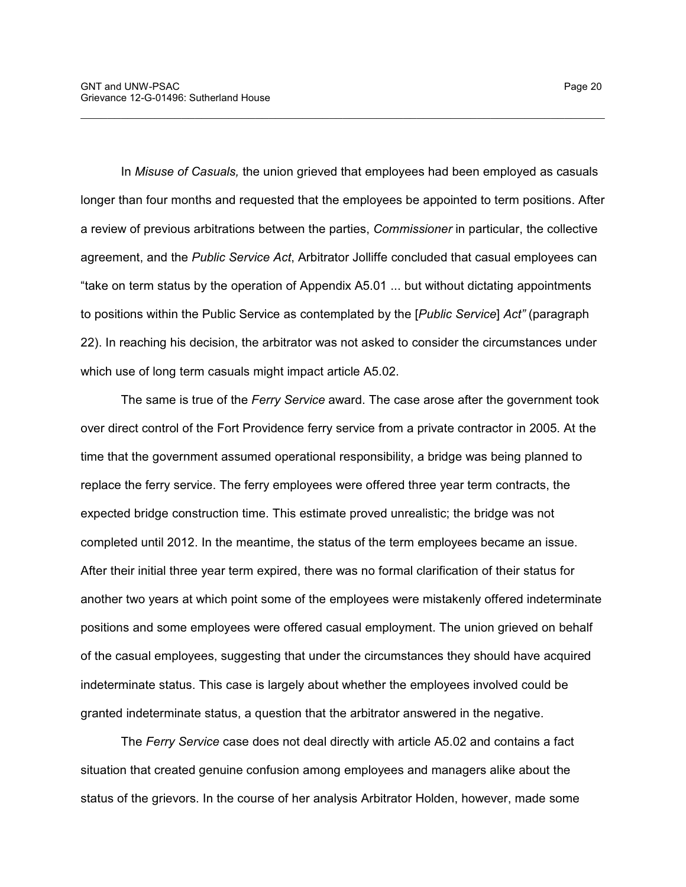In *Misuse of Casuals,* the union grieved that employees had been employed as casuals longer than four months and requested that the employees be appointed to term positions. After a review of previous arbitrations between the parties, *Commissioner* in particular, the collective agreement, and the *Public Service Act*, Arbitrator Jolliffe concluded that casual employees can "take on term status by the operation of Appendix A5.01 ... but without dictating appointments to positions within the Public Service as contemplated by the [*Public Service*] *Act"* (paragraph 22). In reaching his decision, the arbitrator was not asked to consider the circumstances under which use of long term casuals might impact article A5.02.

The same is true of the *Ferry Service* award. The case arose after the government took over direct control of the Fort Providence ferry service from a private contractor in 2005. At the time that the government assumed operational responsibility, a bridge was being planned to replace the ferry service. The ferry employees were offered three year term contracts, the expected bridge construction time. This estimate proved unrealistic; the bridge was not completed until 2012. In the meantime, the status of the term employees became an issue. After their initial three year term expired, there was no formal clarification of their status for another two years at which point some of the employees were mistakenly offered indeterminate positions and some employees were offered casual employment. The union grieved on behalf of the casual employees, suggesting that under the circumstances they should have acquired indeterminate status. This case is largely about whether the employees involved could be granted indeterminate status, a question that the arbitrator answered in the negative.

The *Ferry Service* case does not deal directly with article A5.02 and contains a fact situation that created genuine confusion among employees and managers alike about the status of the grievors. In the course of her analysis Arbitrator Holden, however, made some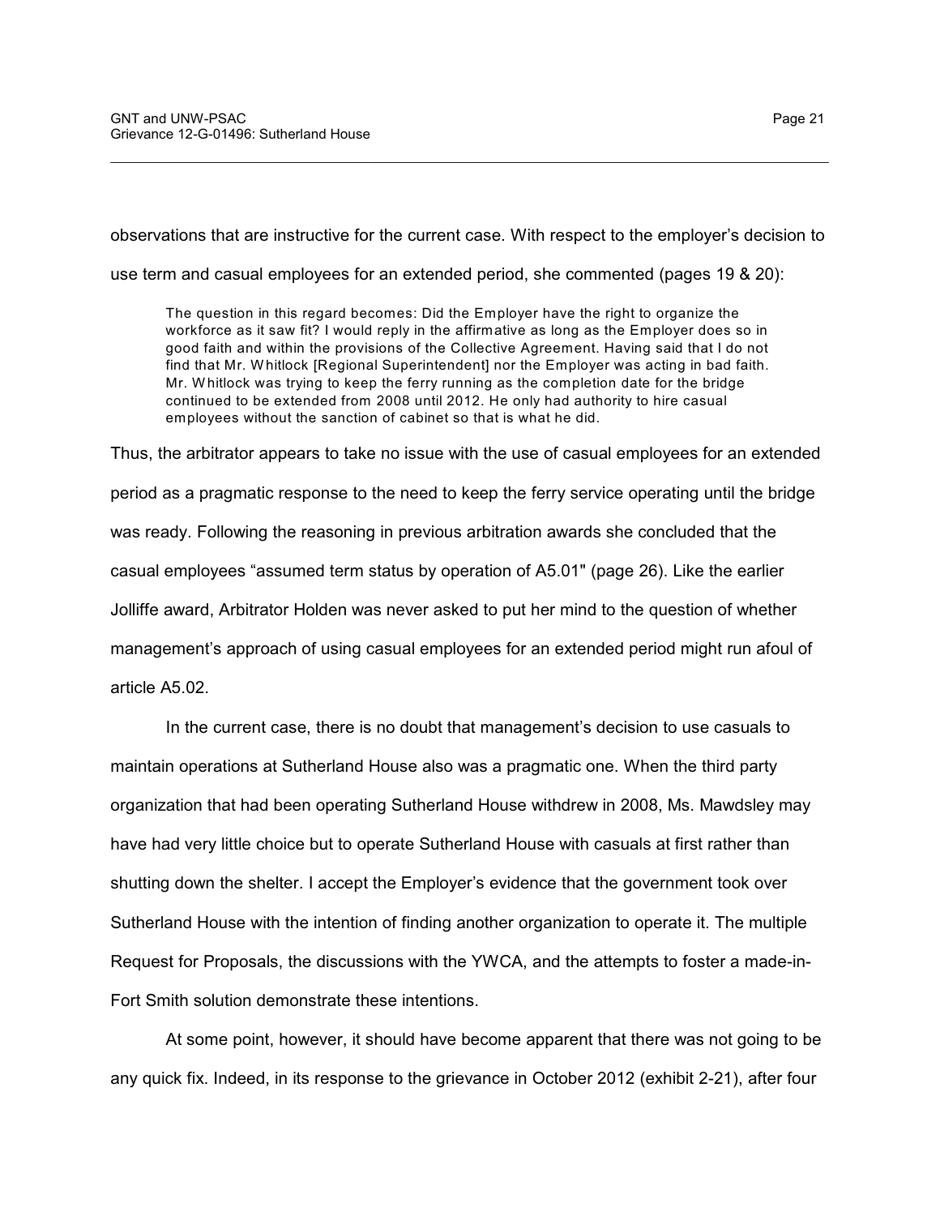observations that are instructive for the current case. With respect to the employer's decision to use term and casual employees for an extended period, she commented (pages 19 & 20):

> The question in this regard becomes: Did the Employer have the right to organize the workforce as it saw fit? I would reply in the affirmative as long as the Employer does so in good faith and within the provisions of the Collective Agreement. Having said that I do not find that Mr. Whitlock [Regional Superintendent] nor the Employer was acting in bad faith. Mr. Whitlock was trying to keep the ferry running as the completion date for the bridge continued to be extended from 2008 until 2012. He only had authority to hire casual employees without the sanction of cabinet so that is what he did.

Thus, the arbitrator appears to take no issue with the use of casual employees for an extended period as a pragmatic response to the need to keep the ferry service operating until the bridge was ready. Following the reasoning in previous arbitration awards she concluded that the casual employees "assumed term status by operation of A5.01" (page 26). Like the earlier Jolliffe award, Arbitrator Holden was never asked to put her mind to the question of whether management's approach of using casual employees for an extended period might run afoul of article A5.02.

In the current case, there is no doubt that management's decision to use casuals to maintain operations at Sutherland House also was a pragmatic one. When the third party organization that had been operating Sutherland House withdrew in 2008, Ms. Mawdsley may have had very little choice but to operate Sutherland House with casuals at first rather than shutting down the shelter. I accept the Employer's evidence that the government took over Sutherland House with the intention of finding another organization to operate it. The multiple Request for Proposals, the discussions with the YWCA, and the attempts to foster a made-in-Fort Smith solution demonstrate these intentions.

At some point, however, it should have become apparent that there was not going to be any quick fix. Indeed, in its response to the grievance in October 2012 (exhibit 2-21), after four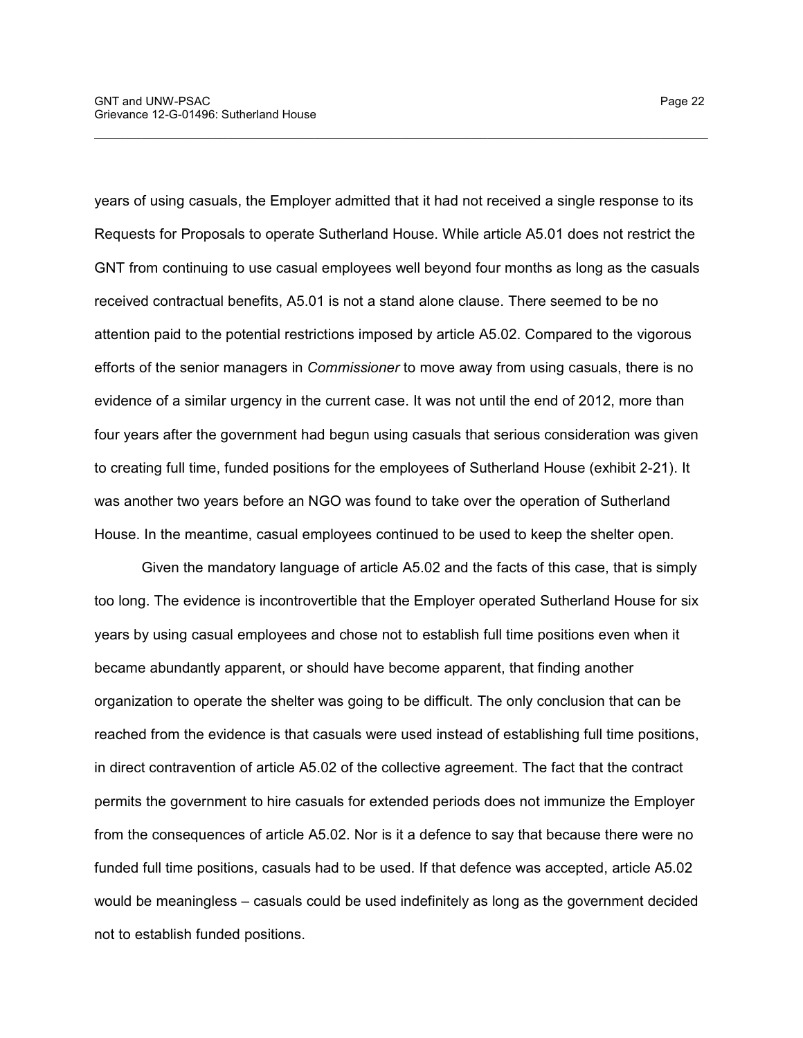years of using casuals, the Employer admitted that it had not received a single response to its Requests for Proposals to operate Sutherland House. While article A5.01 does not restrict the GNT from continuing to use casual employees well beyond four months as long as the casuals received contractual benefits, A5.01 is not a stand alone clause. There seemed to be no attention paid to the potential restrictions imposed by article A5.02. Compared to the vigorous efforts of the senior managers in *Commissioner* to move away from using casuals, there is no evidence of a similar urgency in the current case. It was not until the end of 2012, more than four years after the government had begun using casuals that serious consideration was given to creating full time, funded positions for the employees of Sutherland House (exhibit 2-21). It was another two years before an NGO was found to take over the operation of Sutherland House. In the meantime, casual employees continued to be used to keep the shelter open.

Given the mandatory language of article A5.02 and the facts of this case, that is simply too long. The evidence is incontrovertible that the Employer operated Sutherland House for six years by using casual employees and chose not to establish full time positions even when it became abundantly apparent, or should have become apparent, that finding another organization to operate the shelter was going to be difficult. The only conclusion that can be reached from the evidence is that casuals were used instead of establishing full time positions, in direct contravention of article A5.02 of the collective agreement. The fact that the contract permits the government to hire casuals for extended periods does not immunize the Employer from the consequences of article A5.02. Nor is it a defence to say that because there were no funded full time positions, casuals had to be used. If that defence was accepted, article A5.02 would be meaningless – casuals could be used indefinitely as long as the government decided not to establish funded positions.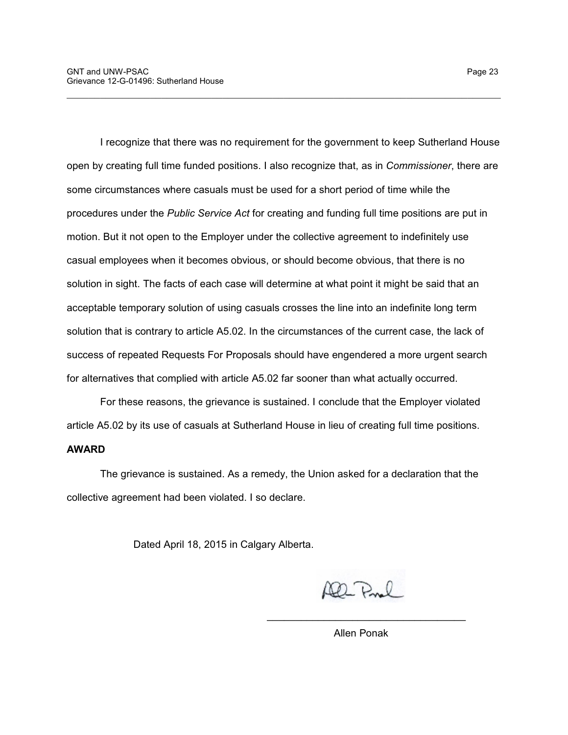I recognize that there was no requirement for the government to keep Sutherland House open by creating full time funded positions. I also recognize that, as in *Commissioner*, there are some circumstances where casuals must be used for a short period of time while the procedures under the *Public Service Act* for creating and funding full time positions are put in motion. But it not open to the Employer under the collective agreement to indefinitely use casual employees when it becomes obvious, or should become obvious, that there is no solution in sight. The facts of each case will determine at what point it might be said that an acceptable temporary solution of using casuals crosses the line into an indefinite long term solution that is contrary to article A5.02. In the circumstances of the current case, the lack of success of repeated Requests For Proposals should have engendered a more urgent search for alternatives that complied with article A5.02 far sooner than what actually occurred.

For these reasons, the grievance is sustained. I conclude that the Employer violated article A5.02 by its use of casuals at Sutherland House in lieu of creating full time positions.

**AWARD**

The grievance is sustained. As a remedy, the Union asked for a declaration that the collective agreement had been violated. I so declare.

Dated April 18, 2015 in Calgary Alberta.

\_\_\_\_\_\_\_\_\_\_\_\_\_\_\_\_\_\_\_\_\_\_\_\_\_\_\_\_\_\_\_\_\_\_

Allen Ponak